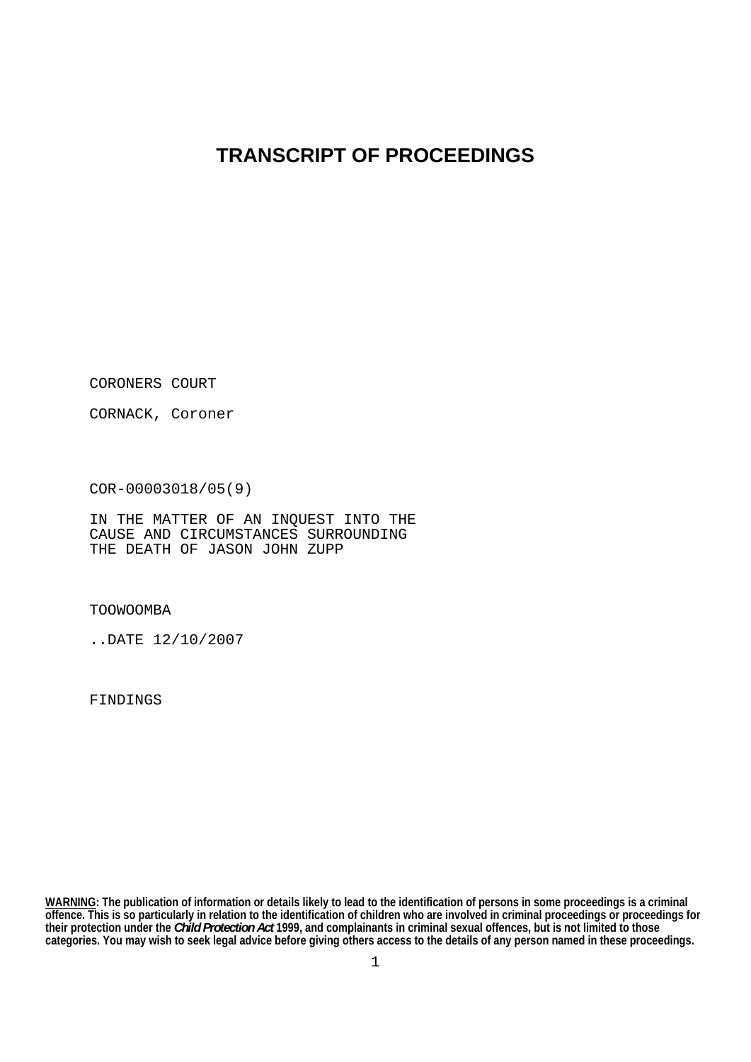# TRANSCRIPT OF PROCEEDINGS

CORONERS COURT

CORNACK, Coroner

COR-00003018/05(9)

IN THE MATTER OF AN INQUEST INTO THE CAUSE AND CIRCUMSTANCES SURROUNDING THE DEATH OF JASON JOHN ZUPP

TOOWOOMBA

..DATE 12/10/2007

FINDINGS

**WARNING: The publication of information or details likely to lead to the identification of persons in some proceedings is a criminal offence. This is so particularly in relation to the identification of children who are involved in criminal proceedings or proceedings for their protection under the *Child Protection Act* 1999, and complainants in criminal sexual offences, but is not limited to those categories. You may wish to seek legal advice before giving others access to the details of any person named in these proceedings.**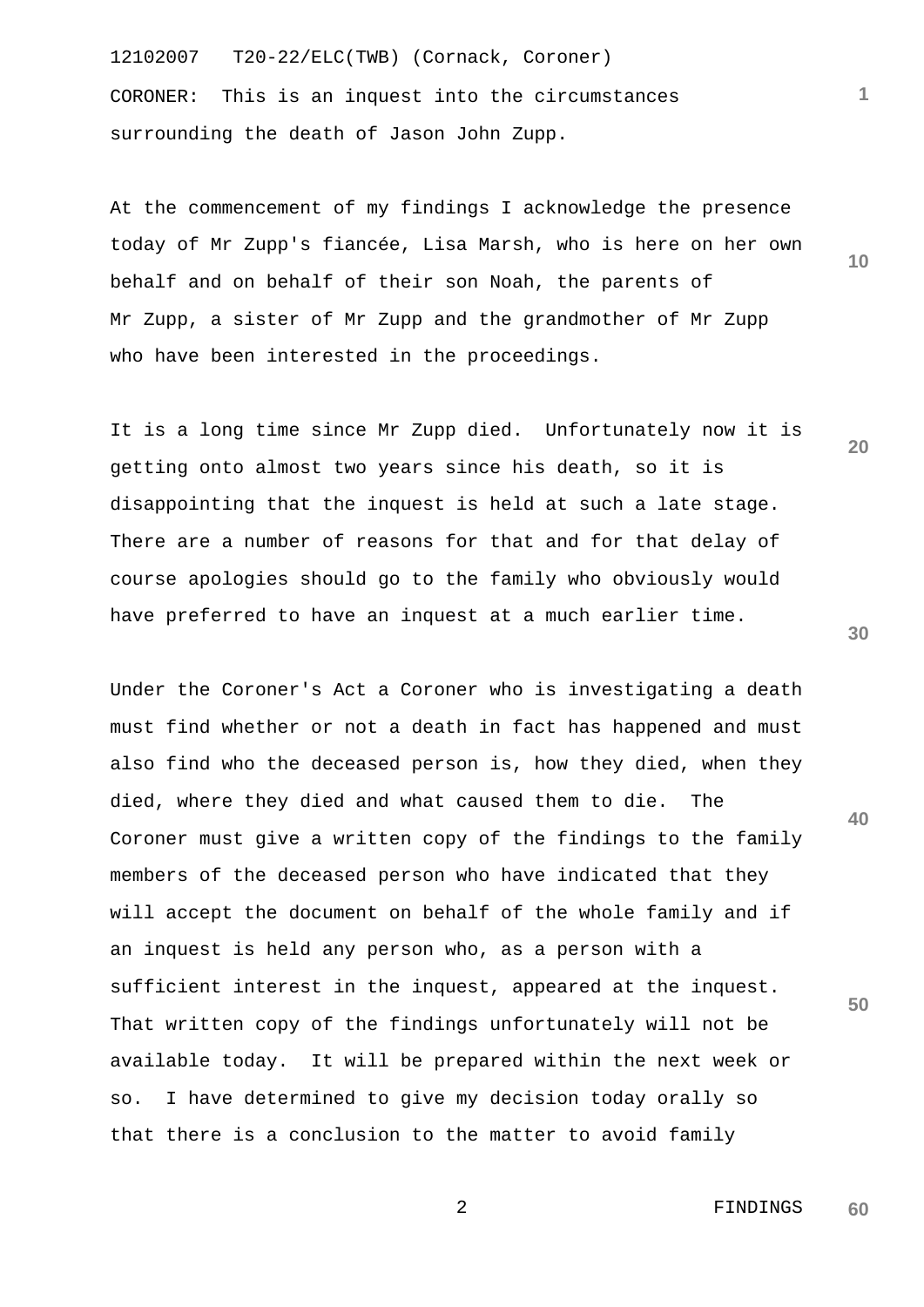CORONER: This is an inquest into the circumstances surrounding the death of Jason John Zupp.

At the commencement of my findings I acknowledge the presence today of Mr Zupp's fiancée, Lisa Marsh, who is here on her own behalf and on behalf of their son Noah, the parents of Mr Zupp, a sister of Mr Zupp and the grandmother of Mr Zupp who have been interested in the proceedings.

It is a long time since Mr Zupp died. Unfortunately now it is getting onto almost two years since his death, so it is disappointing that the inquest is held at such a late stage. There are a number of reasons for that and for that delay of course apologies should go to the family who obviously would have preferred to have an inquest at a much earlier time.

Under the Coroner's Act a Coroner who is investigating a death must find whether or not a death in fact has happened and must also find who the deceased person is, how they died, when they died, where they died and what caused them to die. The Coroner must give a written copy of the findings to the family members of the deceased person who have indicated that they will accept the document on behalf of the whole family and if an inquest is held any person who, as a person with a sufficient interest in the inquest, appeared at the inquest. That written copy of the findings unfortunately will not be available today. It will be prepared within the next week or so. I have determined to give my decision today orally so that there is a conclusion to the matter to avoid family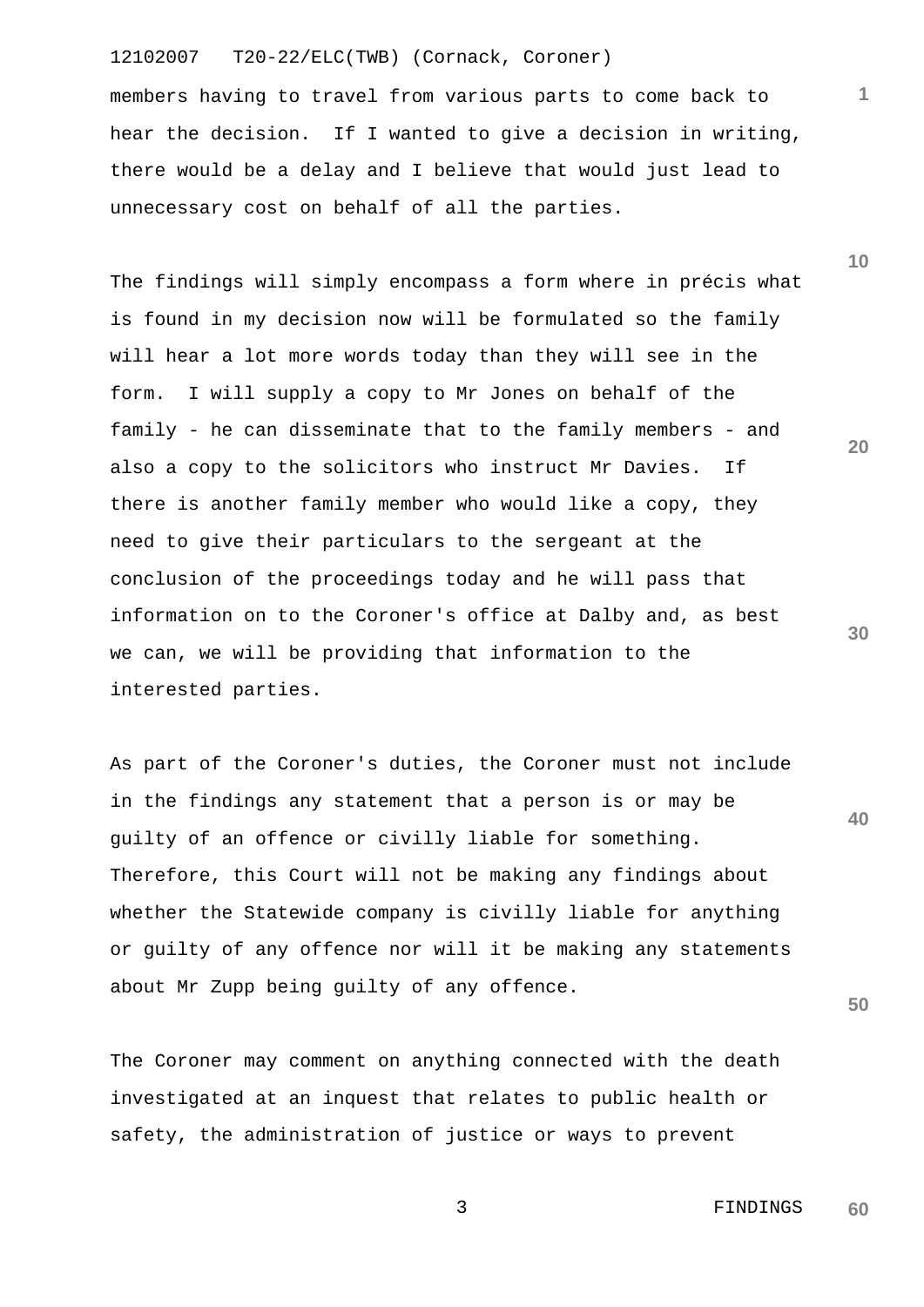members having to travel from various parts to come back to hear the decision. If I wanted to give a decision in writing, there would be a delay and I believe that would just lead to unnecessary cost on behalf of all the parties.

The findings will simply encompass a form where in précis what is found in my decision now will be formulated so the family will hear a lot more words today than they will see in the form. I will supply a copy to Mr Jones on behalf of the family - he can disseminate that to the family members - and also a copy to the solicitors who instruct Mr Davies. If there is another family member who would like a copy, they need to give their particulars to the sergeant at the conclusion of the proceedings today and he will pass that information on to the Coroner's office at Dalby and, as best we can, we will be providing that information to the interested parties.

As part of the Coroner's duties, the Coroner must not include in the findings any statement that a person is or may be guilty of an offence or civilly liable for something. Therefore, this Court will not be making any findings about whether the Statewide company is civilly liable for anything or guilty of any offence nor will it be making any statements about Mr Zupp being guilty of any offence.

The Coroner may comment on anything connected with the death investigated at an inquest that relates to public health or safety, the administration of justice or ways to prevent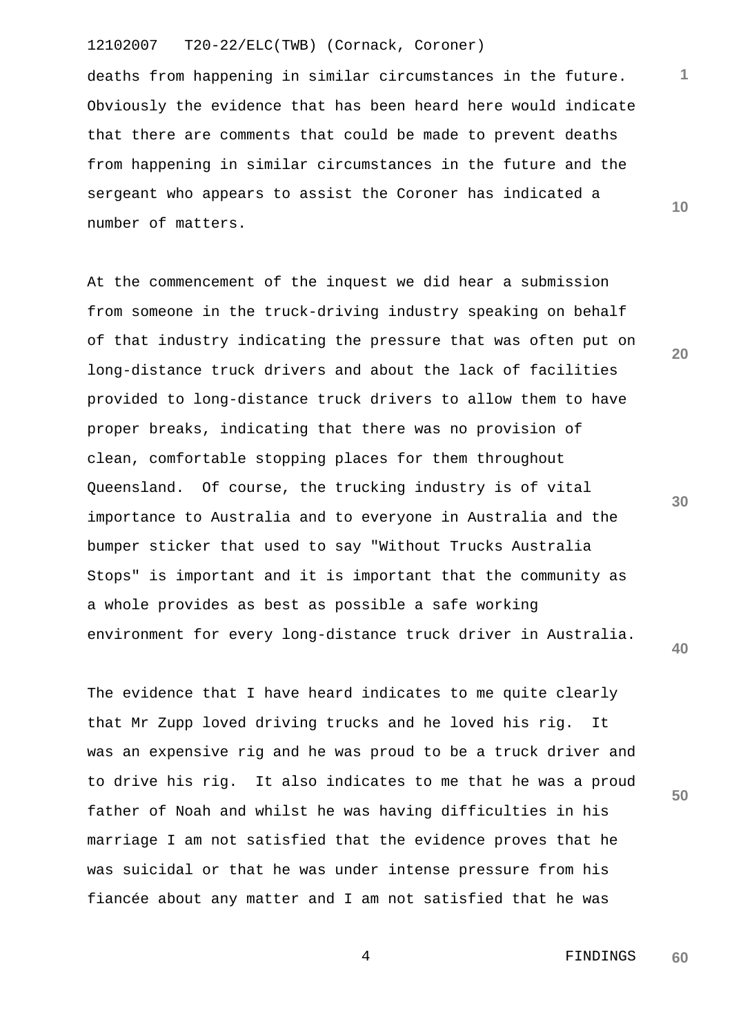deaths from happening in similar circumstances in the future. Obviously the evidence that has been heard here would indicate that there are comments that could be made to prevent deaths from happening in similar circumstances in the future and the sergeant who appears to assist the Coroner has indicated a number of matters.

At the commencement of the inquest we did hear a submission from someone in the truck-driving industry speaking on behalf of that industry indicating the pressure that was often put on long-distance truck drivers and about the lack of facilities provided to long-distance truck drivers to allow them to have proper breaks, indicating that there was no provision of clean, comfortable stopping places for them throughout Queensland. Of course, the trucking industry is of vital importance to Australia and to everyone in Australia and the bumper sticker that used to say "Without Trucks Australia Stops" is important and it is important that the community as a whole provides as best as possible a safe working environment for every long-distance truck driver in Australia.

The evidence that I have heard indicates to me quite clearly that Mr Zupp loved driving trucks and he loved his rig. It was an expensive rig and he was proud to be a truck driver and to drive his rig. It also indicates to me that he was a proud father of Noah and whilst he was having difficulties in his marriage I am not satisfied that the evidence proves that he was suicidal or that he was under intense pressure from his fiancée about any matter and I am not satisfied that he was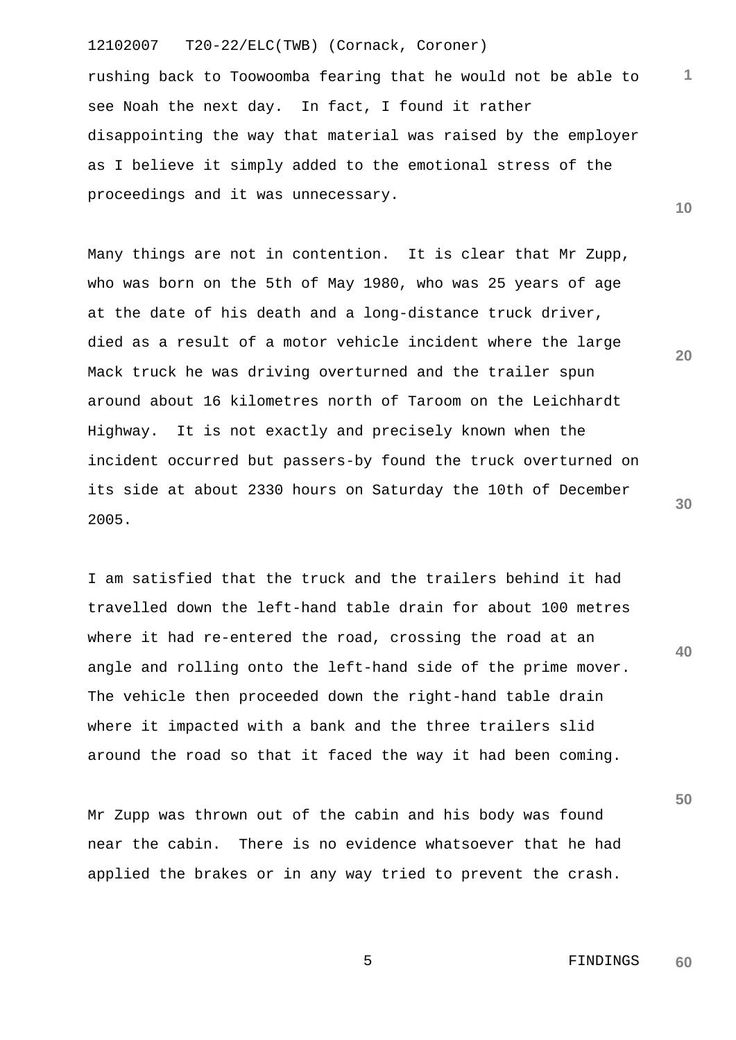rushing back to Toowoomba fearing that he would not be able to see Noah the next day. In fact, I found it rather disappointing the way that material was raised by the employer as I believe it simply added to the emotional stress of the proceedings and it was unnecessary.

Many things are not in contention. It is clear that Mr Zupp, who was born on the 5th of May 1980, who was 25 years of age at the date of his death and a long-distance truck driver, died as a result of a motor vehicle incident where the large Mack truck he was driving overturned and the trailer spun around about 16 kilometres north of Taroom on the Leichhardt Highway. It is not exactly and precisely known when the incident occurred but passers-by found the truck overturned on its side at about 2330 hours on Saturday the 10th of December 2005.

I am satisfied that the truck and the trailers behind it had travelled down the left-hand table drain for about 100 metres where it had re-entered the road, crossing the road at an angle and rolling onto the left-hand side of the prime mover. The vehicle then proceeded down the right-hand table drain where it impacted with a bank and the three trailers slid around the road so that it faced the way it had been coming.

Mr Zupp was thrown out of the cabin and his body was found near the cabin. There is no evidence whatsoever that he had applied the brakes or in any way tried to prevent the crash.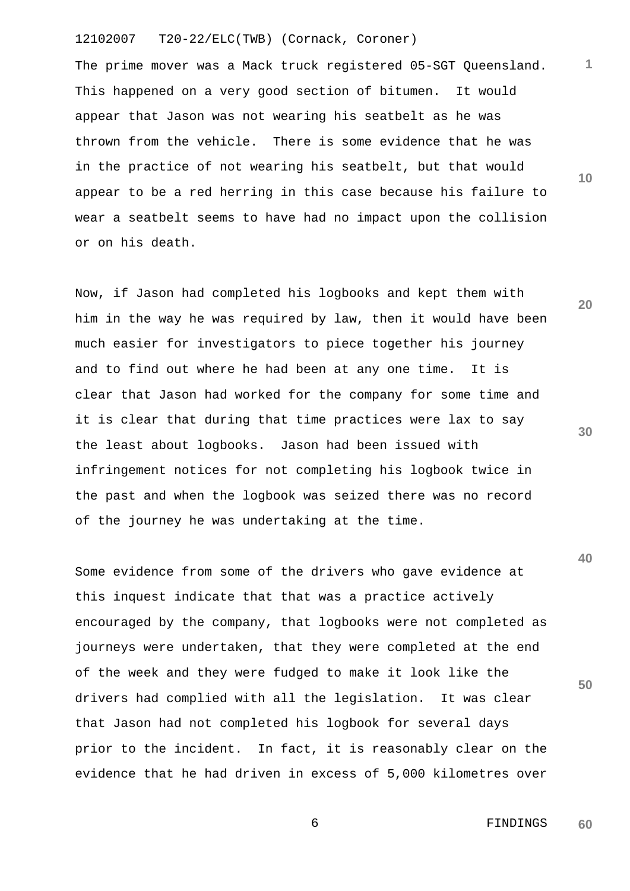The prime mover was a Mack truck registered 05-SGT Queensland. This happened on a very good section of bitumen. It would appear that Jason was not wearing his seatbelt as he was thrown from the vehicle. There is some evidence that he was in the practice of not wearing his seatbelt, but that would appear to be a red herring in this case because his failure to wear a seatbelt seems to have had no impact upon the collision or on his death.

Now, if Jason had completed his logbooks and kept them with him in the way he was required by law, then it would have been much easier for investigators to piece together his journey and to find out where he had been at any one time. It is clear that Jason had worked for the company for some time and it is clear that during that time practices were lax to say the least about logbooks. Jason had been issued with infringement notices for not completing his logbook twice in the past and when the logbook was seized there was no record of the journey he was undertaking at the time.

Some evidence from some of the drivers who gave evidence at this inquest indicate that that was a practice actively encouraged by the company, that logbooks were not completed as journeys were undertaken, that they were completed at the end of the week and they were fudged to make it look like the drivers had complied with all the legislation. It was clear that Jason had not completed his logbook for several days prior to the incident. In fact, it is reasonably clear on the evidence that he had driven in excess of 5,000 kilometres over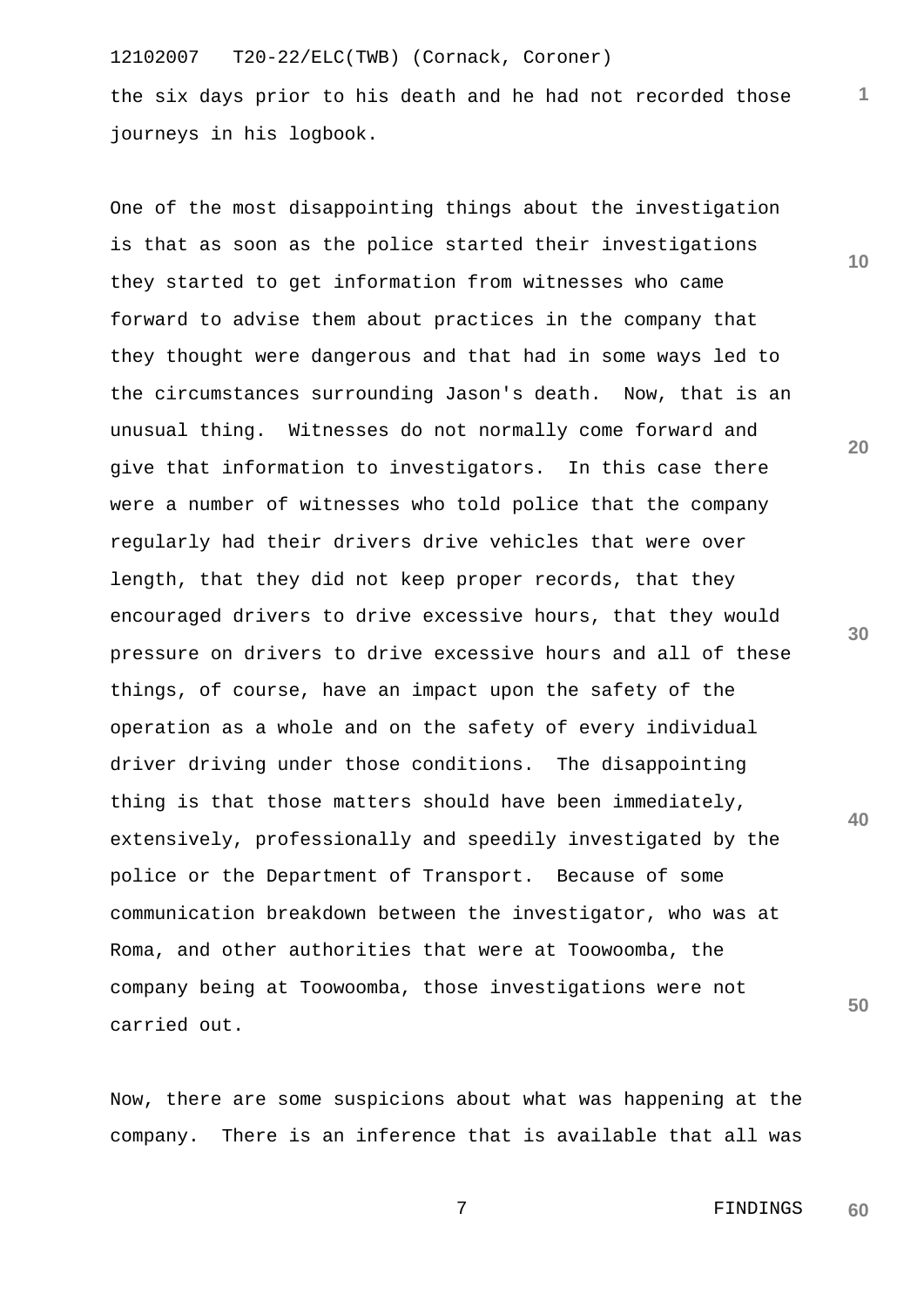the six days prior to his death and he had not recorded those journeys in his logbook.

One of the most disappointing things about the investigation is that as soon as the police started their investigations they started to get information from witnesses who came forward to advise them about practices in the company that they thought were dangerous and that had in some ways led to the circumstances surrounding Jason's death. Now, that is an unusual thing. Witnesses do not normally come forward and give that information to investigators. In this case there were a number of witnesses who told police that the company regularly had their drivers drive vehicles that were over length, that they did not keep proper records, that they encouraged drivers to drive excessive hours, that they would pressure on drivers to drive excessive hours and all of these things, of course, have an impact upon the safety of the operation as a whole and on the safety of every individual driver driving under those conditions. The disappointing thing is that those matters should have been immediately, extensively, professionally and speedily investigated by the police or the Department of Transport. Because of some communication breakdown between the investigator, who was at Roma, and other authorities that were at Toowoomba, the company being at Toowoomba, those investigations were not carried out.

Now, there are some suspicions about what was happening at the company. There is an inference that is available that all was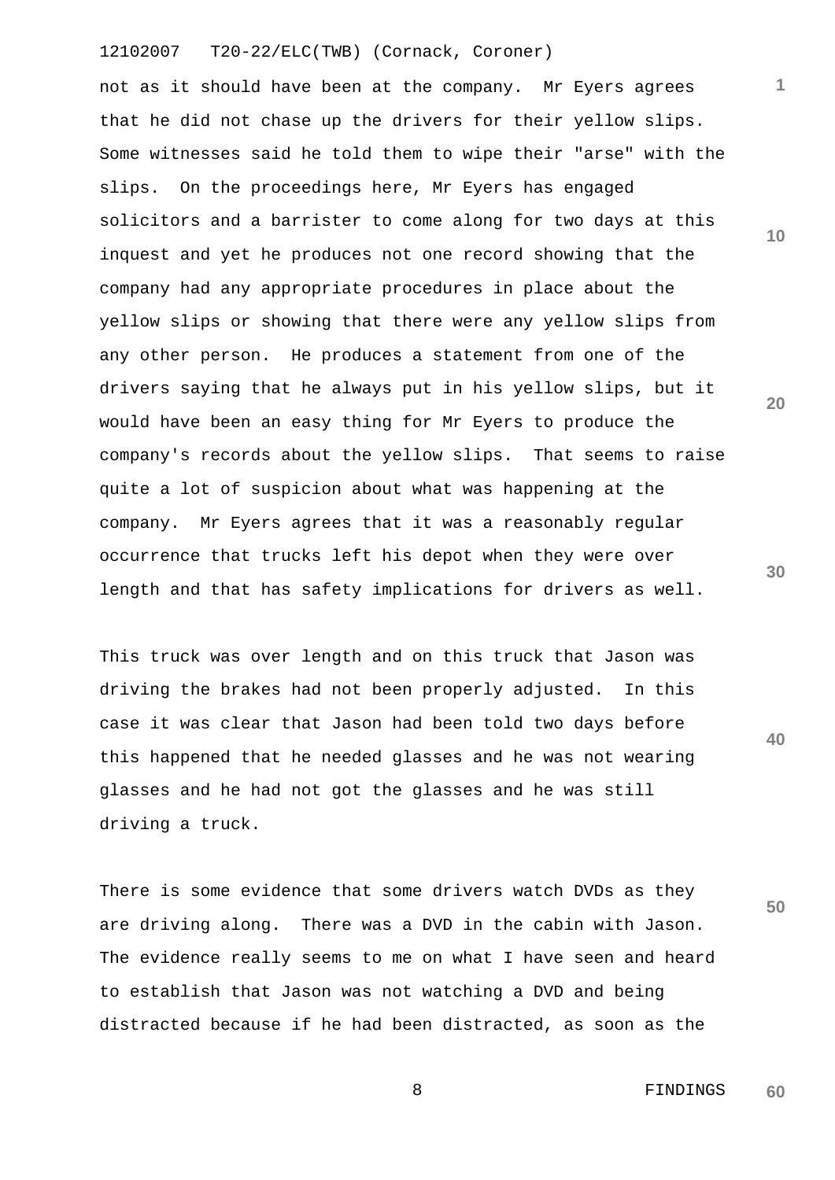not as it should have been at the company. Mr Eyers agrees that he did not chase up the drivers for their yellow slips. Some witnesses said he told them to wipe their "arse" with the slips. On the proceedings here, Mr Eyers has engaged solicitors and a barrister to come along for two days at this inquest and yet he produces not one record showing that the company had any appropriate procedures in place about the yellow slips or showing that there were any yellow slips from any other person. He produces a statement from one of the drivers saying that he always put in his yellow slips, but it would have been an easy thing for Mr Eyers to produce the company's records about the yellow slips. That seems to raise quite a lot of suspicion about what was happening at the company. Mr Eyers agrees that it was a reasonably regular occurrence that trucks left his depot when they were over length and that has safety implications for drivers as well.

This truck was over length and on this truck that Jason was driving the brakes had not been properly adjusted. In this case it was clear that Jason had been told two days before this happened that he needed glasses and he was not wearing glasses and he had not got the glasses and he was still driving a truck.

There is some evidence that some drivers watch DVDs as they are driving along. There was a DVD in the cabin with Jason. The evidence really seems to me on what I have seen and heard to establish that Jason was not watching a DVD and being distracted because if he had been distracted, as soon as the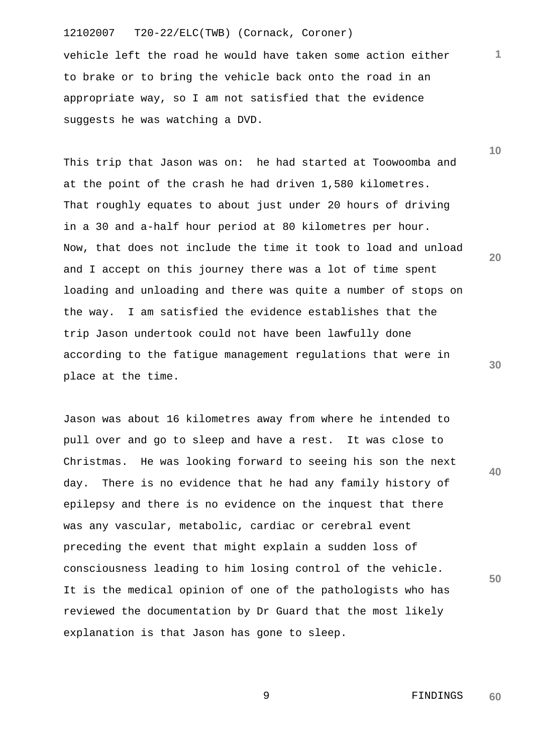vehicle left the road he would have taken some action either to brake or to bring the vehicle back onto the road in an appropriate way, so I am not satisfied that the evidence suggests he was watching a DVD.

This trip that Jason was on: he had started at Toowoomba and at the point of the crash he had driven 1,580 kilometres. That roughly equates to about just under 20 hours of driving in a 30 and a-half hour period at 80 kilometres per hour. Now, that does not include the time it took to load and unload and I accept on this journey there was a lot of time spent loading and unloading and there was quite a number of stops on the way. I am satisfied the evidence establishes that the trip Jason undertook could not have been lawfully done according to the fatigue management regulations that were in place at the time.

Jason was about 16 kilometres away from where he intended to pull over and go to sleep and have a rest. It was close to Christmas. He was looking forward to seeing his son the next day. There is no evidence that he had any family history of epilepsy and there is no evidence on the inquest that there was any vascular, metabolic, cardiac or cerebral event preceding the event that might explain a sudden loss of consciousness leading to him losing control of the vehicle. It is the medical opinion of one of the pathologists who has reviewed the documentation by Dr Guard that the most likely explanation is that Jason has gone to sleep.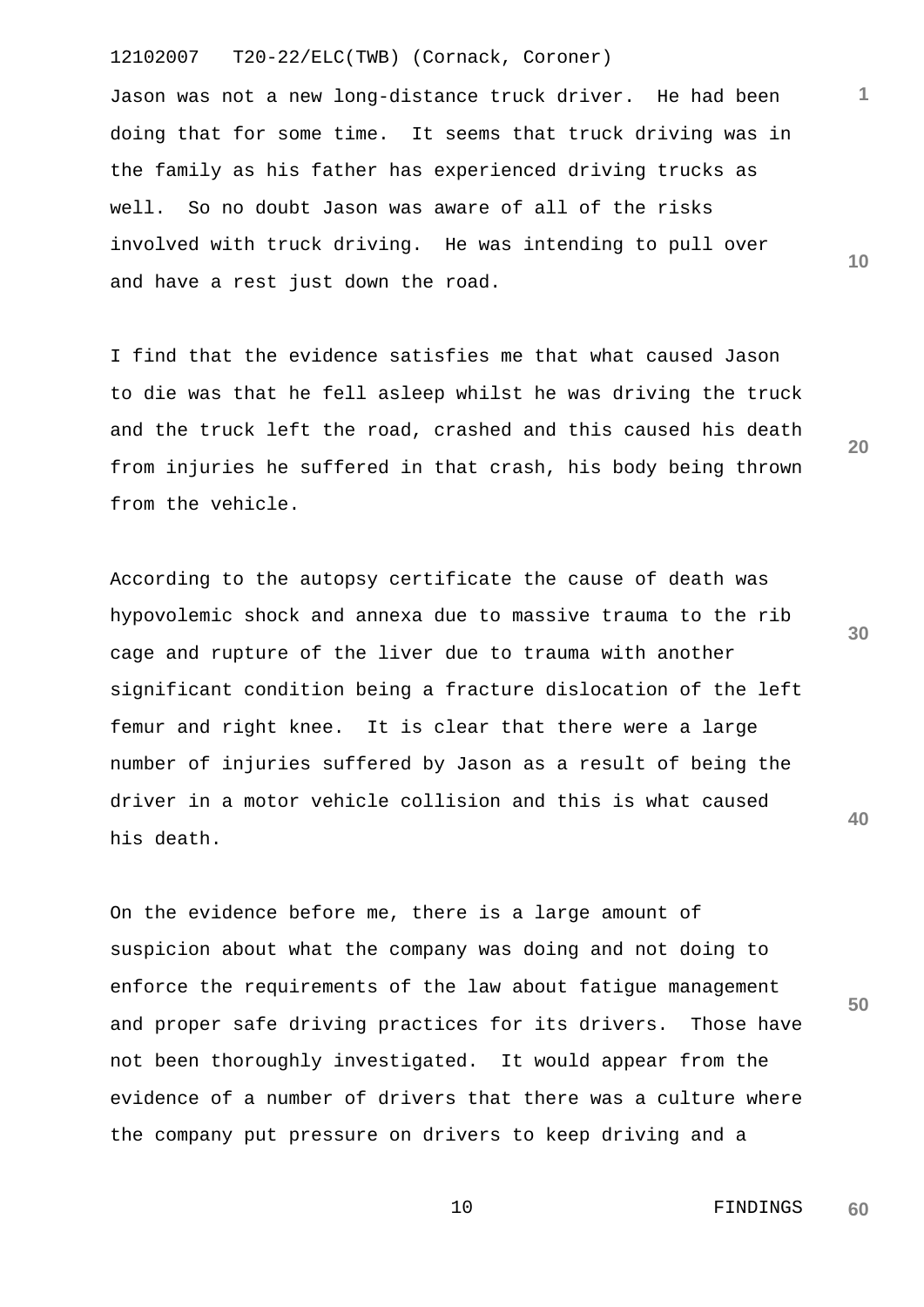Jason was not a new long-distance truck driver. He had been doing that for some time. It seems that truck driving was in the family as his father has experienced driving trucks as well. So no doubt Jason was aware of all of the risks involved with truck driving. He was intending to pull over and have a rest just down the road.

I find that the evidence satisfies me that what caused Jason to die was that he fell asleep whilst he was driving the truck and the truck left the road, crashed and this caused his death from injuries he suffered in that crash, his body being thrown from the vehicle.

According to the autopsy certificate the cause of death was hypovolemic shock and annexa due to massive trauma to the rib cage and rupture of the liver due to trauma with another significant condition being a fracture dislocation of the left femur and right knee. It is clear that there were a large number of injuries suffered by Jason as a result of being the driver in a motor vehicle collision and this is what caused his death.

On the evidence before me, there is a large amount of suspicion about what the company was doing and not doing to enforce the requirements of the law about fatigue management and proper safe driving practices for its drivers. Those have not been thoroughly investigated. It would appear from the evidence of a number of drivers that there was a culture where the company put pressure on drivers to keep driving and a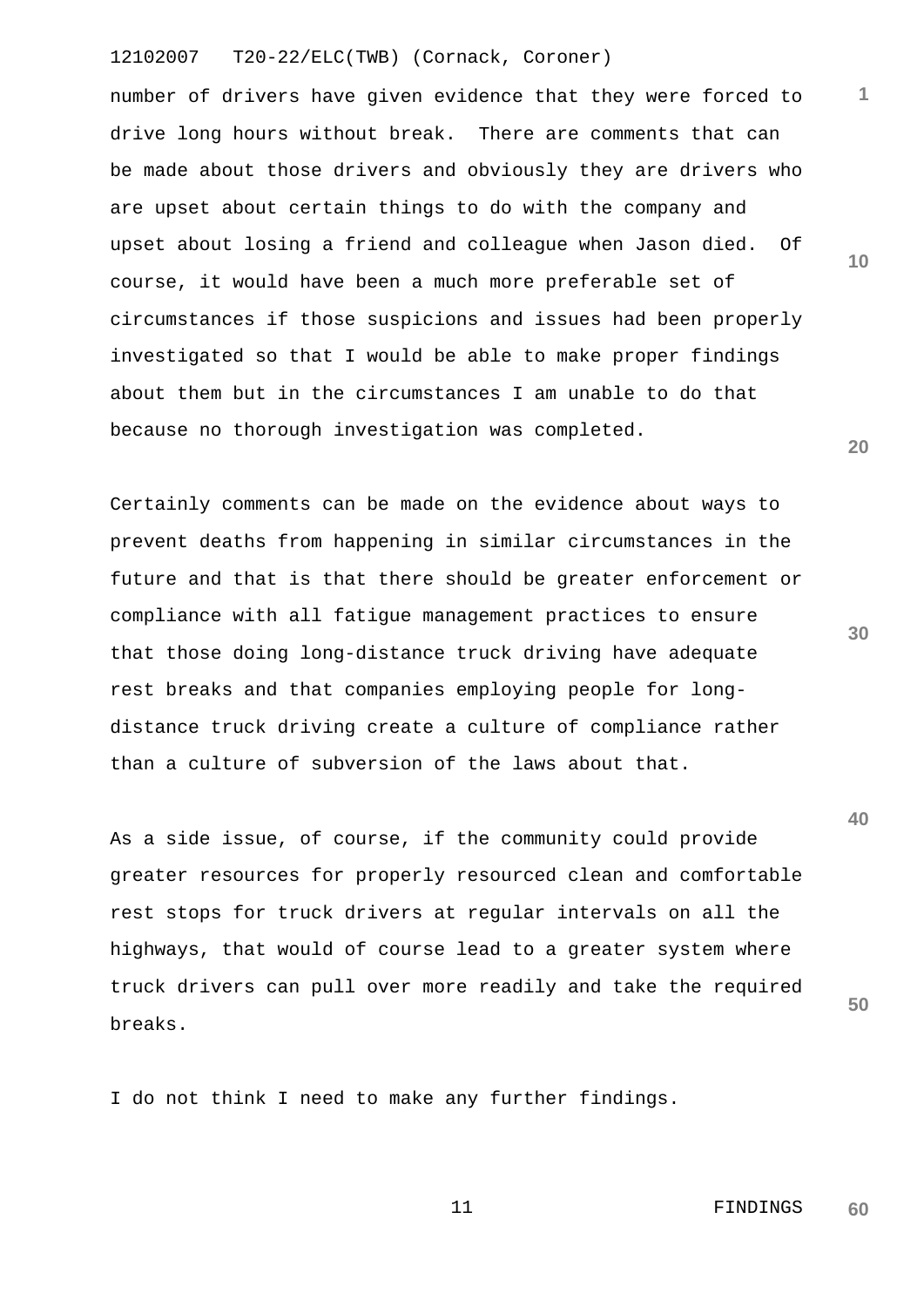number of drivers have given evidence that they were forced to drive long hours without break. There are comments that can be made about those drivers and obviously they are drivers who are upset about certain things to do with the company and upset about losing a friend and colleague when Jason died. Of course, it would have been a much more preferable set of circumstances if those suspicions and issues had been properly investigated so that I would be able to make proper findings about them but in the circumstances I am unable to do that because no thorough investigation was completed.

Certainly comments can be made on the evidence about ways to prevent deaths from happening in similar circumstances in the future and that is that there should be greater enforcement or compliance with all fatigue management practices to ensure that those doing long-distance truck driving have adequate rest breaks and that companies employing people for long-distance truck driving create a culture of compliance rather than a culture of subversion of the laws about that.

As a side issue, of course, if the community could provide greater resources for properly resourced clean and comfortable rest stops for truck drivers at regular intervals on all the highways, that would of course lead to a greater system where truck drivers can pull over more readily and take the required breaks.

I do not think I need to make any further findings.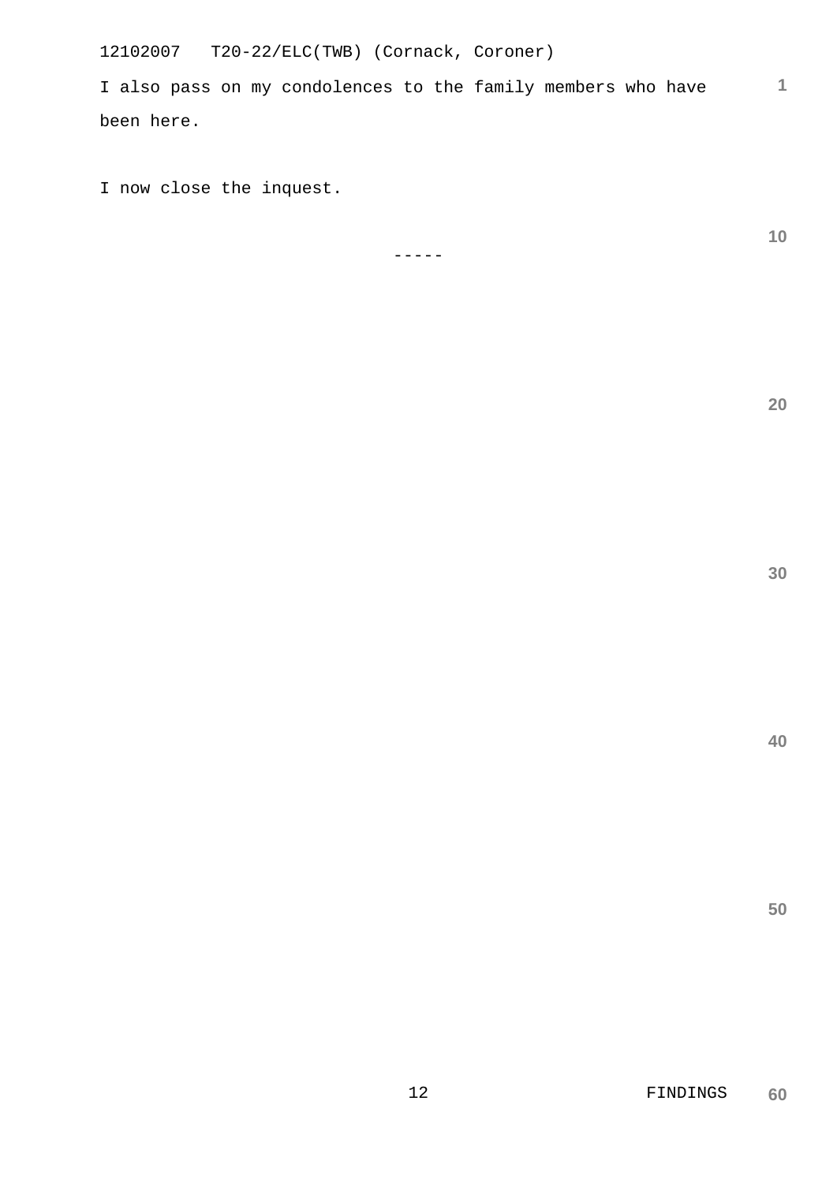I also pass on my condolences to the family members who have been here.

I now close the inquest.

-----